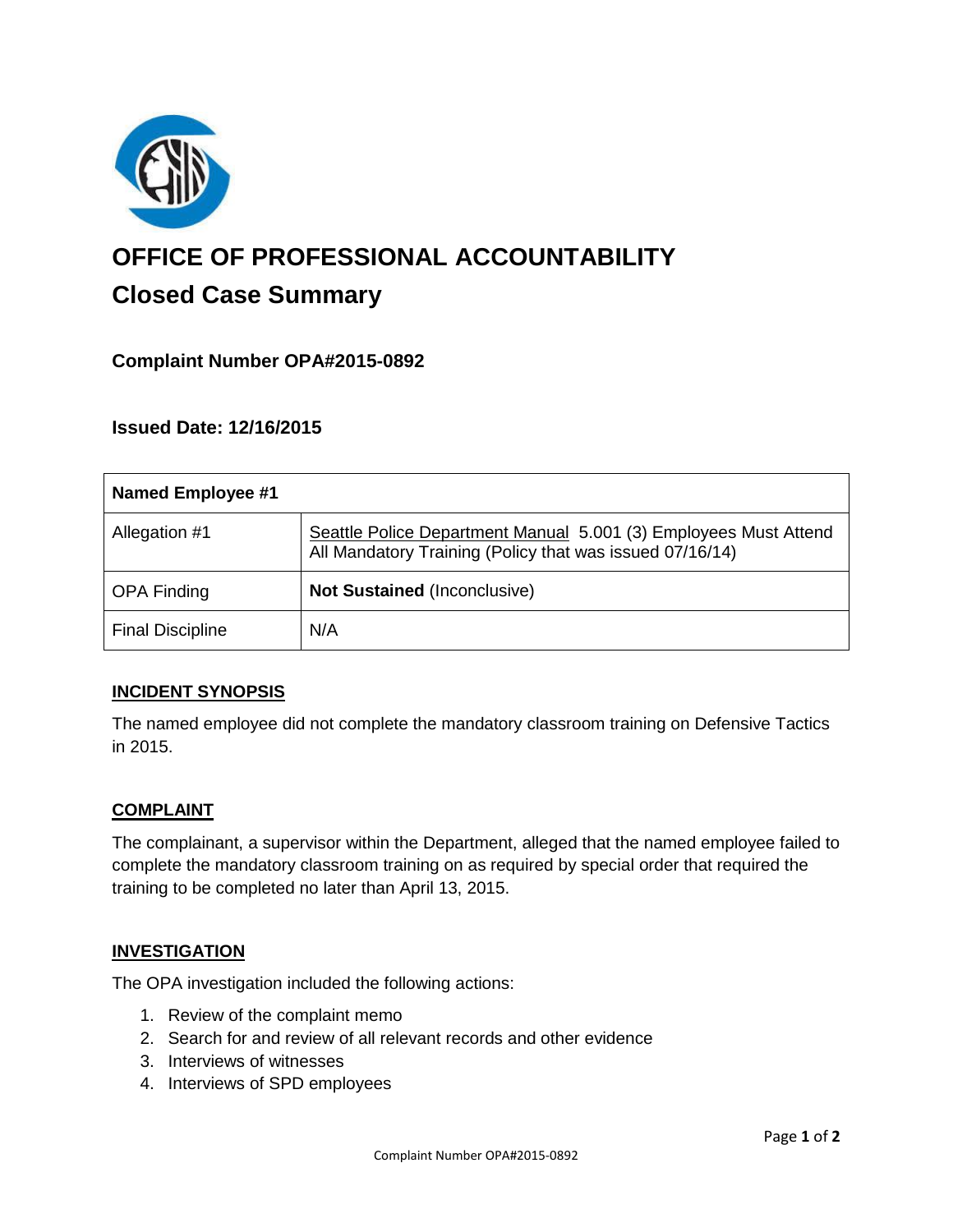# OFFICE OF PROFESSIONAL ACCOUNTABILITY

## Closed Case Summary

### Complaint Number OPA#2015-0892

### Issued Date: 12/16/2015

| **Named Employee #1** | |
|---|---|
| Allegation #1 | Seattle Police Department Manual 5.001 (3) Employees Must Attend All Mandatory Training (Policy that was issued 07/16/14) |
| OPA Finding | **Not Sustained** (Inconclusive) |
| Final Discipline | N/A |

**INCIDENT SYNOPSIS**

The named employee did not complete the mandatory classroom training on Defensive Tactics in 2015.

**COMPLAINT**

The complainant, a supervisor within the Department, alleged that the named employee failed to complete the mandatory classroom training on as required by special order that required the training to be completed no later than April 13, 2015.

**INVESTIGATION**

The OPA investigation included the following actions:

1. Review of the complaint memo
2. Search for and review of all relevant records and other evidence
3. Interviews of witnesses
4. Interviews of SPD employees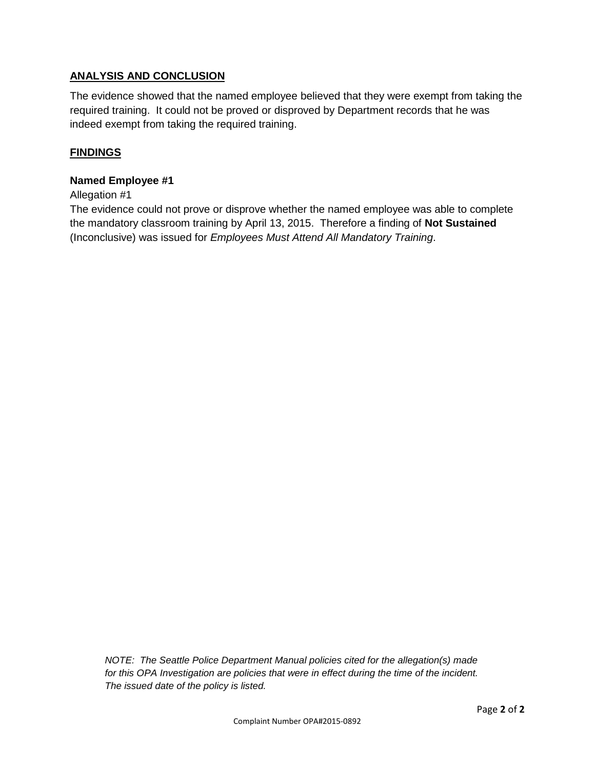## ANALYSIS AND CONCLUSION

The evidence showed that the named employee believed that they were exempt from taking the required training. It could not be proved or disproved by Department records that he was indeed exempt from taking the required training.

## FINDINGS

**Named Employee #1**

Allegation #1

The evidence could not prove or disprove whether the named employee was able to complete the mandatory classroom training by April 13, 2015. Therefore a finding of **Not Sustained** (Inconclusive) was issued for *Employees Must Attend All Mandatory Training*.

*NOTE: The Seattle Police Department Manual policies cited for the allegation(s) made for this OPA Investigation are policies that were in effect during the time of the incident. The issued date of the policy is listed.*

Complaint Number OPA#2015-0892